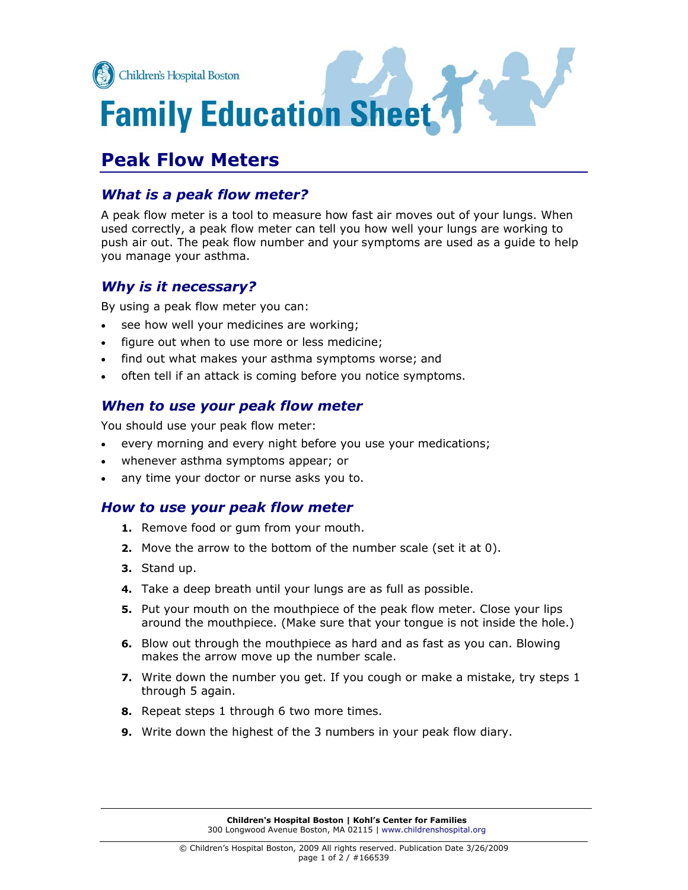Children's Hospital Boston

# Family Education Sheet

## Peak Flow Meters

### *What is a peak flow meter?*

A peak flow meter is a tool to measure how fast air moves out of your lungs. When used correctly, a peak flow meter can tell you how well your lungs are working to push air out. The peak flow number and your symptoms are used as a guide to help you manage your asthma.

### *Why is it necessary?*

By using a peak flow meter you can:

- see how well your medicines are working;
- figure out when to use more or less medicine;
- find out what makes your asthma symptoms worse; and
- often tell if an attack is coming before you notice symptoms.

### *When to use your peak flow meter*

You should use your peak flow meter:

- every morning and every night before you use your medications;
- whenever asthma symptoms appear; or
- any time your doctor or nurse asks you to.

### *How to use your peak flow meter*

1. Remove food or gum from your mouth.
2. Move the arrow to the bottom of the number scale (set it at 0).
3. Stand up.
4. Take a deep breath until your lungs are as full as possible.
5. Put your mouth on the mouthpiece of the peak flow meter. Close your lips around the mouthpiece. (Make sure that your tongue is not inside the hole.)
6. Blow out through the mouthpiece as hard and as fast as you can. Blowing makes the arrow move up the number scale.
7. Write down the number you get. If you cough or make a mistake, try steps 1 through 5 again.
8. Repeat steps 1 through 6 two more times.
9. Write down the highest of the 3 numbers in your peak flow diary.

**Children's Hospital Boston | Kohl's Center for Families**
300 Longwood Avenue Boston, MA 02115 | www.childrenshospital.org

© Children's Hospital Boston, 2009 All rights reserved. Publication Date 3/26/2009
#166539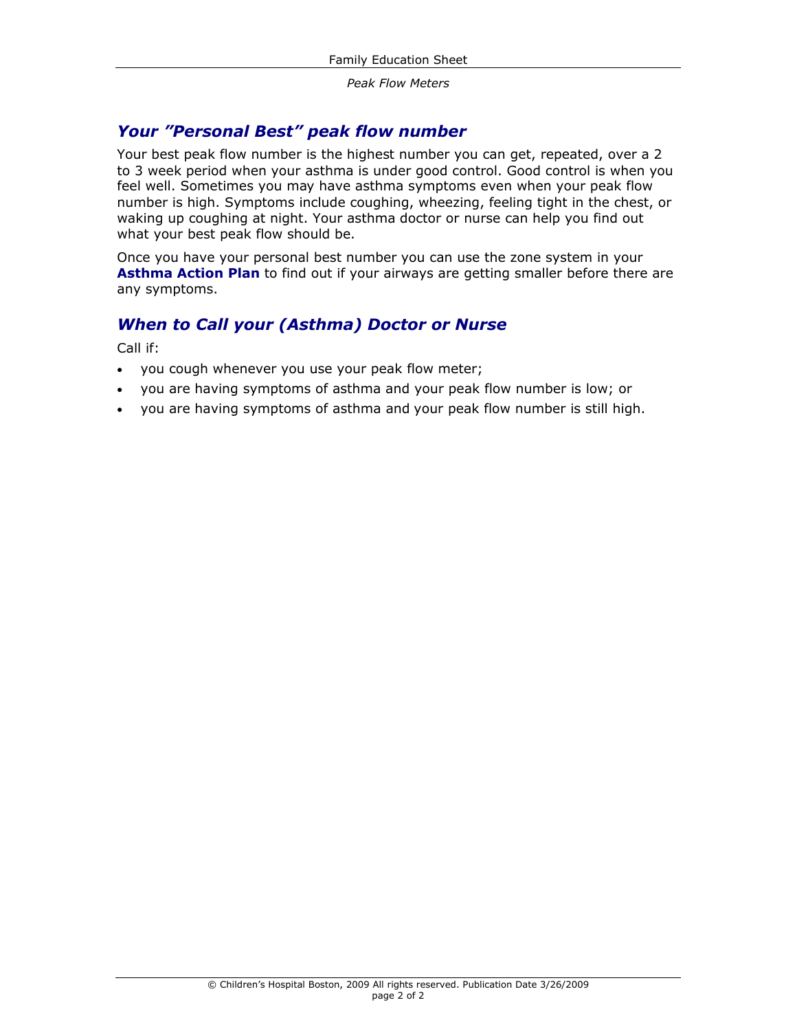## *Your "Personal Best" peak flow number*

Your best peak flow number is the highest number you can get, repeated, over a 2 to 3 week period when your asthma is under good control. Good control is when you feel well. Sometimes you may have asthma symptoms even when your peak flow number is high. Symptoms include coughing, wheezing, feeling tight in the chest, or waking up coughing at night. Your asthma doctor or nurse can help you find out what your best peak flow should be.

Once you have your personal best number you can use the zone system in your **Asthma Action Plan** to find out if your airways are getting smaller before there are any symptoms.

## *When to Call your (Asthma) Doctor or Nurse*

Call if:

- you cough whenever you use your peak flow meter;
- you are having symptoms of asthma and your peak flow number is low; or
- you are having symptoms of asthma and your peak flow number is still high.

© Children's Hospital Boston, 2009 All rights reserved. Publication Date 3/26/2009